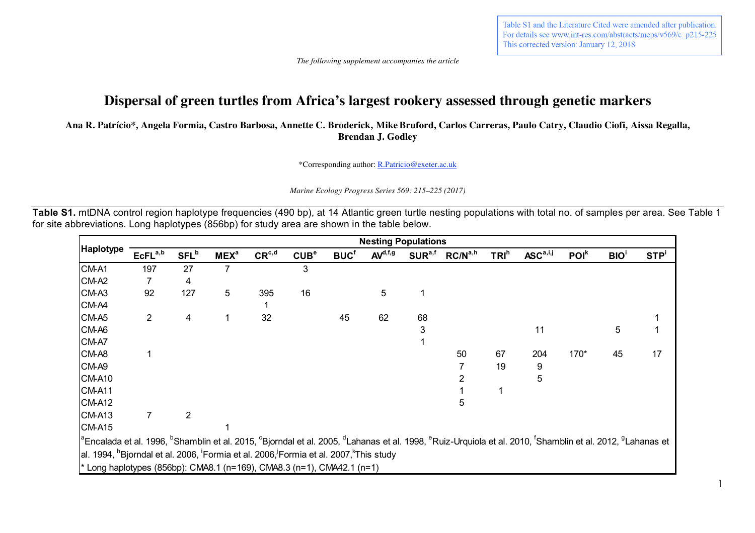Table S1 and the Literature Cited were amended after publication. For details see www.int-res.com/abstracts/meps/v569/c_p215-225 This corrected version: January 12, 2018

*The following supplement accompanies the article*

# Dispersal of green turtles from Africa's largest rookery assessed through genetic markers

**Ana R. Patrício*, Angela Formia, Castro Barbosa, Annette C. Broderick, Mike Bruford, Carlos Carreras, Paulo Catry, Claudio Ciofi, Aissa Regalla, Brendan J. Godley**

*Corresponding author: R.Patricio@exeter.ac.uk

*Marine Ecology Progress Series 569: 215–225 (2017)*

**Table S1.** mtDNA control region haplotype frequencies (490 bp), at 14 Atlantic green turtle nesting populations with total no. of samples per area. See Table 1 for site abbreviations. Long haplotypes (856bp) for study area are shown in the table below.

| Haplotype | Nesting Populations | | | | | | | | | | | | | |
|---|---|---|---|---|---|---|---|---|---|---|---|---|---|---|
| | EcFL[a,b] | SFL[b] | MEX[a] | CR[c,d] | CUB[e] | BUC[f] | AV[d,f,g] | SUR[a,f] | RC/N[a,h] | TRI[h] | ASC[a,i,j] | POI[k] | BIO[i] | STP[i] |
| CM-A1 | 197 | 27 | 7 | | 3 | | | | | | | | | |
| CM-A2 | 7 | 4 | | | | | | | | | | | | |
| CM-A3 | 92 | 127 | 5 | 395 | 16 | | 5 | 1 | | | | | | |
| CM-A4 | | | | 1 | | | | | | | | | | |
| CM-A5 | 2 | 4 | 1 | 32 | | 45 | 62 | 68 | | | | | | 1 |
| CM-A6 | | | | | | | | 3 | | | 11 | | 5 | 1 |
| CM-A7 | | | | | | | | 1 | | | | | | |
| CM-A8 | 1 | | | | | | | | 50 | 67 | 204 | 170* | 45 | 17 |
| CM-A9 | | | | | | | | | 7 | 19 | 9 | | | |
| CM-A10 | | | | | | | | | 2 | | 5 | | | |
| CM-A11 | | | | | | | | | 1 | 1 | | | | |
| CM-A12 | | | | | | | | | 5 | | | | | |
| CM-A13 | 7 | 2 | | | | | | | | | | | | |
| CM-A15 | | | 1 | | | | | | | | | | | |

[a]Encalada et al. 1996, [b]Shamblin et al. 2015, [c]Bjorndal et al. 2005, [d]Lahanas et al. 1998, [e]Ruiz-Urquiola et al. 2010, [f]Shamblin et al. 2012, [g]Lahanas et al. 1994, [h]Bjorndal et al. 2006, [i]Formia et al. 2006, [j]Formia et al. 2007, [k]This study

* Long haplotypes (856bp): CMA8.1 (n=169), CMA8.3 (n=1), CMA42.1 (n=1)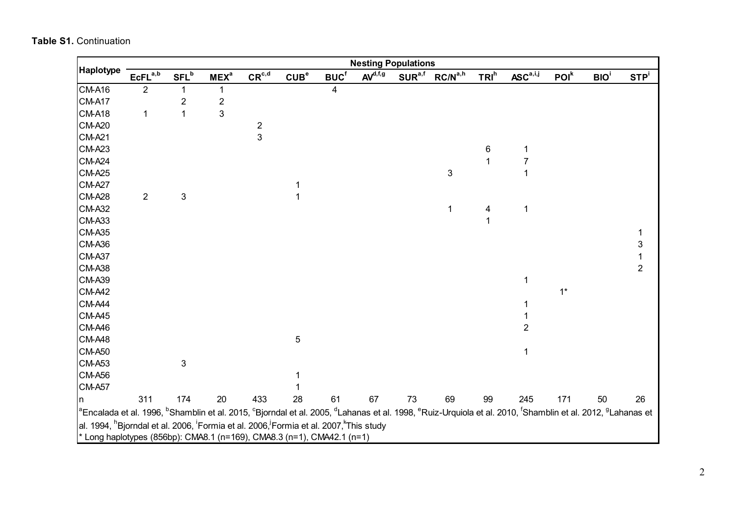**Table S1.** Continuation

| Haplotype | Nesting Populations | | | | | | | | | | | | | |
|---|---|---|---|---|---|---|---|---|---|---|---|---|---|---|
| | EcFL[a,b] | SFL[b] | MEX[a] | CR[c,d] | CUB[e] | BUC[f] | AV[d,f,g] | SUR[a,f] | RC/N[a,h] | TRI[h] | ASC[a,i,j] | POI[k] | BIO[i] | STP[i] |
| CM-A16 | 2 | 1 | 1 | | | 4 | | | | | | | | |
| CM-A17 | | 2 | 2 | | | | | | | | | | | |
| CM-A18 | 1 | 1 | 3 | | | | | | | | | | | |
| CM-A20 | | | | 2 | | | | | | | | | | |
| CM-A21 | | | | 3 | | | | | | | | | | |
| CM-A23 | | | | | | | | | | 6 | 1 | | | |
| CM-A24 | | | | | | | | | | 1 | 7 | | | |
| CM-A25 | | | | | | | | | 3 | | 1 | | | |
| CM-A27 | | | | | 1 | | | | | | | | | |
| CM-A28 | 2 | 3 | | | 1 | | | | | | | | | |
| CM-A32 | | | | | | | | | 1 | 4 | 1 | | | |
| CM-A33 | | | | | | | | | | 1 | | | | |
| CM-A35 | | | | | | | | | | | | | | 1 |
| CM-A36 | | | | | | | | | | | | | | 3 |
| CM-A37 | | | | | | | | | | | | | | 1 |
| CM-A38 | | | | | | | | | | | | | | 2 |
| CM-A39 | | | | | | | | | | | 1 | | | |
| CM-A42 | | | | | | | | | | | | 1* | | |
| CM-A44 | | | | | | | | | | | 1 | | | |
| CM-A45 | | | | | | | | | | | 1 | | | |
| CM-A46 | | | | | | | | | | | 2 | | | |
| CM-A48 | | | | | 5 | | | | | | | | | |
| CM-A50 | | | | | | | | | | | 1 | | | |
| CM-A53 | | 3 | | | | | | | | | | | | |
| CM-A56 | | | | | 1 | | | | | | | | | |
| CM-A57 | | | | | 1 | | | | | | | | | |
| n | 311 | 174 | 20 | 433 | 28 | 61 | 67 | 73 | 69 | 99 | 245 | 171 | 50 | 26 |

[a]Encalada et al. 1996, [b]Shamblin et al. 2015, [c]Bjorndal et al. 2005, [d]Lahanas et al. 1998, [e]Ruiz-Urquiola et al. 2010, [f]Shamblin et al. 2012, [g]Lahanas et al. 1994, [h]Bjorndal et al. 2006, [i]Formia et al. 2006,[j]Formia et al. 2007,[k]This study

\* Long haplotypes (856bp): CMA8.1 (n=169), CMA8.3 (n=1), CMA42.1 (n=1)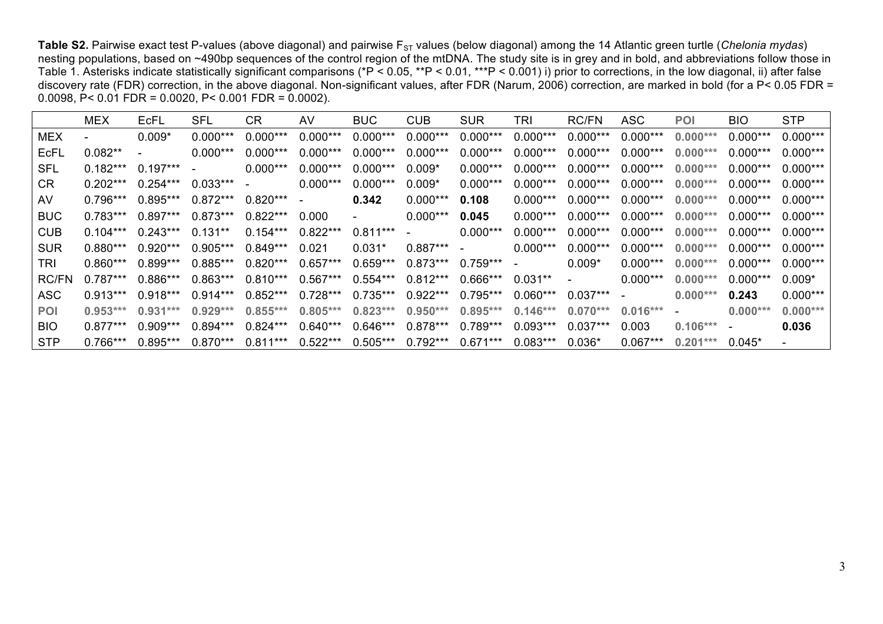**Table S2.** Pairwise exact test P-values (above diagonal) and pairwise $F_{ST}$ values (below diagonal) among the 14 Atlantic green turtle (*Chelonia mydas*) nesting populations, based on ~490bp sequences of the control region of the mtDNA. The study site is in grey and in bold, and abbreviations follow those in Table 1. Asterisks indicate statistically significant comparisons (*P < 0.05, **P < 0.01, ***P < 0.001) i) prior to corrections, in the low diagonal, ii) after false discovery rate (FDR) correction, in the above diagonal. Non-significant values, after FDR (Narum, 2006) correction, are marked in bold (for a P< 0.05 FDR = 0.0098, P< 0.01 FDR = 0.0020, P< 0.001 FDR = 0.0002).

| | MEX | EcFL | SFL | CR | AV | BUC | CUB | SUR | TRI | RC/FN | ASC | **POI** | BIO | STP |
|---|---|---|---|---|---|---|---|---|---|---|---|---|---|---|
| MEX | - | 0.009* | 0.000*** | 0.000*** | 0.000*** | 0.000*** | 0.000*** | 0.000*** | 0.000*** | 0.000*** | 0.000*** | **0.000*****| 0.000*** | 0.000*** |
| EcFL | 0.082** | - | 0.000*** | 0.000*** | 0.000*** | 0.000*** | 0.000*** | 0.000*** | 0.000*** | 0.000*** | 0.000*** | **0.000*****| 0.000*** | 0.000*** |
| SFL | 0.182*** | 0.197*** | - | 0.000*** | 0.000*** | 0.000*** | 0.009* | 0.000*** | 0.000*** | 0.000*** | 0.000*** | **0.000*****| 0.000*** | 0.000*** |
| CR | 0.202*** | 0.254*** | 0.033*** | - | 0.000*** | 0.000*** | 0.009* | 0.000*** | 0.000*** | 0.000*** | 0.000*** | **0.000*****| 0.000*** | 0.000*** |
| AV | 0.796*** | 0.895*** | 0.872*** | 0.820*** | - | **0.342** | 0.000*** | **0.108** | 0.000*** | 0.000*** | 0.000*** | **0.000*****| 0.000*** | 0.000*** |
| BUC | 0.783*** | 0.897*** | 0.873*** | 0.822*** | 0.000 | - | 0.000*** | **0.045** | 0.000*** | 0.000*** | 0.000*** | **0.000*****| 0.000*** | 0.000*** |
| CUB | 0.104*** | 0.243*** | 0.131** | 0.154*** | 0.822*** | 0.811*** | - | 0.000*** | 0.000*** | 0.000*** | 0.000*** | **0.000*****| 0.000*** | 0.000*** |
| SUR | 0.880*** | 0.920*** | 0.905*** | 0.849*** | 0.021 | 0.031* | 0.887*** | - | 0.000*** | 0.000*** | 0.000*** | **0.000*****| 0.000*** | 0.000*** |
| TRI | 0.860*** | 0.899*** | 0.885*** | 0.820*** | 0.657*** | 0.659*** | 0.873*** | 0.759*** | - | 0.009* | 0.000*** | **0.000*****| 0.000*** | 0.000*** |
| RC/FN | 0.787*** | 0.886*** | 0.863*** | 0.810*** | 0.567*** | 0.554*** | 0.812*** | 0.666*** | 0.031** | - | 0.000*** | **0.000*****| 0.000*** | 0.009* |
| ASC | 0.913*** | 0.918*** | 0.914*** | 0.852*** | 0.728*** | 0.735*** | 0.922*** | 0.795*** | 0.060*** | 0.037*** | - | **0.000*****| **0.243** | 0.000*** |
| **POI** | **0.953*****| **0.931*****| **0.929*****| **0.855*****| **0.805*****| **0.823*****| **0.950*****| **0.895*****| **0.146*****| **0.070*****| **0.016*****| - | **0.000*****| **0.000*****|
| BIO | 0.877*** | 0.909*** | 0.894*** | 0.824*** | 0.640*** | 0.646*** | 0.878*** | 0.789*** | 0.093*** | 0.037*** | 0.003 | **0.106*****| - | **0.036** |
| STP | 0.766*** | 0.895*** | 0.870*** | 0.811*** | 0.522*** | 0.505*** | 0.792*** | 0.671*** | 0.083*** | 0.036* | 0.067*** | **0.201*****| 0.045* | - |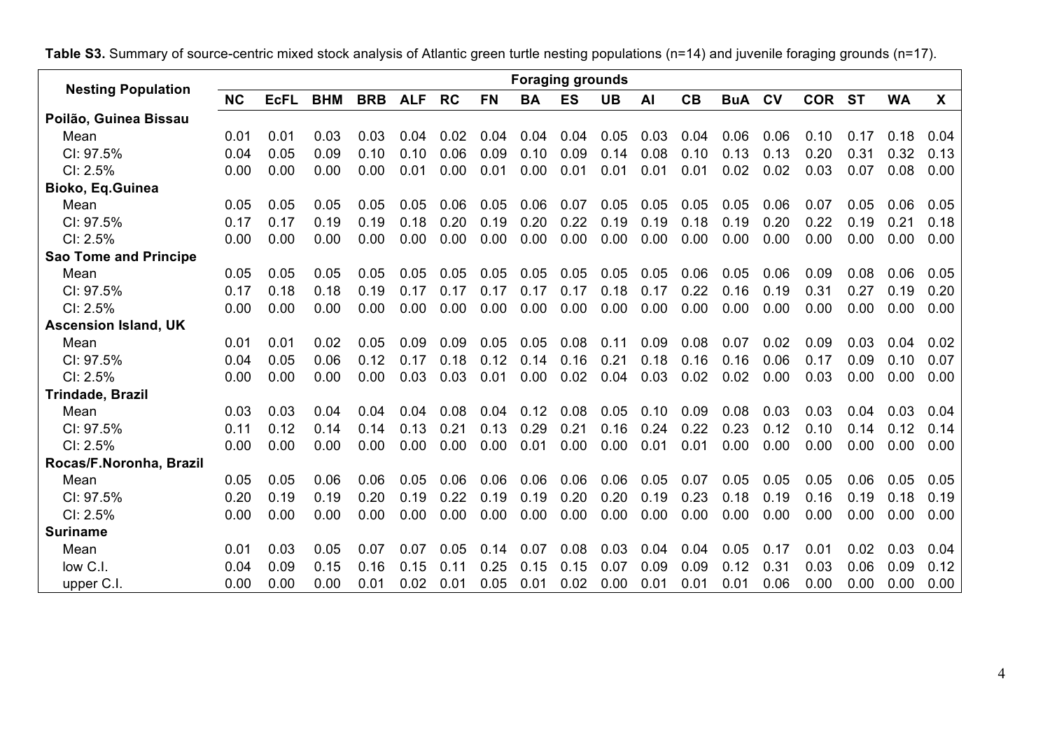**Table S3.** Summary of source-centric mixed stock analysis of Atlantic green turtle nesting populations (n=14) and juvenile foraging grounds (n=17).

| Nesting Population | Foraging grounds | | | | | | | | | | | | | | | | | |
|---|---|---|---|---|---|---|---|---|---|---|---|---|---|---|---|---|---|---|
| | **NC** | **EcFL** | **BHM** | **BRB** | **ALF** | **RC** | **FN** | **BA** | **ES** | **UB** | **AI** | **CB** | **BuA** | **CV** | **COR** | **ST** | **WA** | **X** |
| **Poilão, Guinea Bissau** | | | | | | | | | | | | | | | | | | |
| Mean | 0.01 | 0.01 | 0.03 | 0.03 | 0.04 | 0.02 | 0.04 | 0.04 | 0.04 | 0.05 | 0.03 | 0.04 | 0.06 | 0.06 | 0.10 | 0.17 | 0.18 | 0.04 |
| CI: 97.5% | 0.04 | 0.05 | 0.09 | 0.10 | 0.10 | 0.06 | 0.09 | 0.10 | 0.09 | 0.14 | 0.08 | 0.10 | 0.13 | 0.13 | 0.20 | 0.31 | 0.32 | 0.13 |
| CI: 2.5% | 0.00 | 0.00 | 0.00 | 0.00 | 0.01 | 0.00 | 0.01 | 0.00 | 0.01 | 0.01 | 0.01 | 0.01 | 0.02 | 0.02 | 0.03 | 0.07 | 0.08 | 0.00 |
| **Bioko, Eq.Guinea** | | | | | | | | | | | | | | | | | | |
| Mean | 0.05 | 0.05 | 0.05 | 0.05 | 0.05 | 0.06 | 0.05 | 0.06 | 0.07 | 0.05 | 0.05 | 0.05 | 0.05 | 0.06 | 0.07 | 0.05 | 0.06 | 0.05 |
| CI: 97.5% | 0.17 | 0.17 | 0.19 | 0.19 | 0.18 | 0.20 | 0.19 | 0.20 | 0.22 | 0.19 | 0.19 | 0.18 | 0.19 | 0.20 | 0.22 | 0.19 | 0.21 | 0.18 |
| CI: 2.5% | 0.00 | 0.00 | 0.00 | 0.00 | 0.00 | 0.00 | 0.00 | 0.00 | 0.00 | 0.00 | 0.00 | 0.00 | 0.00 | 0.00 | 0.00 | 0.00 | 0.00 | 0.00 |
| **Sao Tome and Principe** | | | | | | | | | | | | | | | | | | |
| Mean | 0.05 | 0.05 | 0.05 | 0.05 | 0.05 | 0.05 | 0.05 | 0.05 | 0.05 | 0.05 | 0.05 | 0.06 | 0.05 | 0.06 | 0.09 | 0.08 | 0.06 | 0.05 |
| CI: 97.5% | 0.17 | 0.18 | 0.18 | 0.19 | 0.17 | 0.17 | 0.17 | 0.17 | 0.17 | 0.18 | 0.17 | 0.22 | 0.16 | 0.19 | 0.31 | 0.27 | 0.19 | 0.20 |
| CI: 2.5% | 0.00 | 0.00 | 0.00 | 0.00 | 0.00 | 0.00 | 0.00 | 0.00 | 0.00 | 0.00 | 0.00 | 0.00 | 0.00 | 0.00 | 0.00 | 0.00 | 0.00 | 0.00 |
| **Ascension Island, UK** | | | | | | | | | | | | | | | | | | |
| Mean | 0.01 | 0.01 | 0.02 | 0.05 | 0.09 | 0.09 | 0.05 | 0.05 | 0.08 | 0.11 | 0.09 | 0.08 | 0.07 | 0.02 | 0.09 | 0.03 | 0.04 | 0.02 |
| CI: 97.5% | 0.04 | 0.05 | 0.06 | 0.12 | 0.17 | 0.18 | 0.12 | 0.14 | 0.16 | 0.21 | 0.18 | 0.16 | 0.16 | 0.06 | 0.17 | 0.09 | 0.10 | 0.07 |
| CI: 2.5% | 0.00 | 0.00 | 0.00 | 0.00 | 0.03 | 0.03 | 0.01 | 0.00 | 0.02 | 0.04 | 0.03 | 0.02 | 0.02 | 0.00 | 0.03 | 0.00 | 0.00 | 0.00 |
| **Trindade, Brazil** | | | | | | | | | | | | | | | | | | |
| Mean | 0.03 | 0.03 | 0.04 | 0.04 | 0.04 | 0.08 | 0.04 | 0.12 | 0.08 | 0.05 | 0.10 | 0.09 | 0.08 | 0.03 | 0.03 | 0.04 | 0.03 | 0.04 |
| CI: 97.5% | 0.11 | 0.12 | 0.14 | 0.14 | 0.13 | 0.21 | 0.13 | 0.29 | 0.21 | 0.16 | 0.24 | 0.22 | 0.23 | 0.12 | 0.10 | 0.14 | 0.12 | 0.14 |
| CI: 2.5% | 0.00 | 0.00 | 0.00 | 0.00 | 0.00 | 0.00 | 0.00 | 0.01 | 0.00 | 0.00 | 0.01 | 0.01 | 0.00 | 0.00 | 0.00 | 0.00 | 0.00 | 0.00 |
| **Rocas/F.Noronha, Brazil** | | | | | | | | | | | | | | | | | | |
| Mean | 0.05 | 0.05 | 0.06 | 0.06 | 0.05 | 0.06 | 0.06 | 0.06 | 0.06 | 0.06 | 0.05 | 0.07 | 0.05 | 0.05 | 0.05 | 0.06 | 0.05 | 0.05 |
| CI: 97.5% | 0.20 | 0.19 | 0.19 | 0.20 | 0.19 | 0.22 | 0.19 | 0.19 | 0.20 | 0.20 | 0.19 | 0.23 | 0.18 | 0.19 | 0.16 | 0.19 | 0.18 | 0.19 |
| CI: 2.5% | 0.00 | 0.00 | 0.00 | 0.00 | 0.00 | 0.00 | 0.00 | 0.00 | 0.00 | 0.00 | 0.00 | 0.00 | 0.00 | 0.00 | 0.00 | 0.00 | 0.00 | 0.00 |
| **Suriname** | | | | | | | | | | | | | | | | | | |
| Mean | 0.01 | 0.03 | 0.05 | 0.07 | 0.07 | 0.05 | 0.14 | 0.07 | 0.08 | 0.03 | 0.04 | 0.04 | 0.05 | 0.17 | 0.01 | 0.02 | 0.03 | 0.04 |
| low C.I. | 0.04 | 0.09 | 0.15 | 0.16 | 0.15 | 0.11 | 0.25 | 0.15 | 0.15 | 0.07 | 0.09 | 0.09 | 0.12 | 0.31 | 0.03 | 0.06 | 0.09 | 0.12 |
| upper C.I. | 0.00 | 0.00 | 0.00 | 0.01 | 0.02 | 0.01 | 0.05 | 0.01 | 0.02 | 0.00 | 0.01 | 0.01 | 0.01 | 0.06 | 0.00 | 0.00 | 0.00 | 0.00 |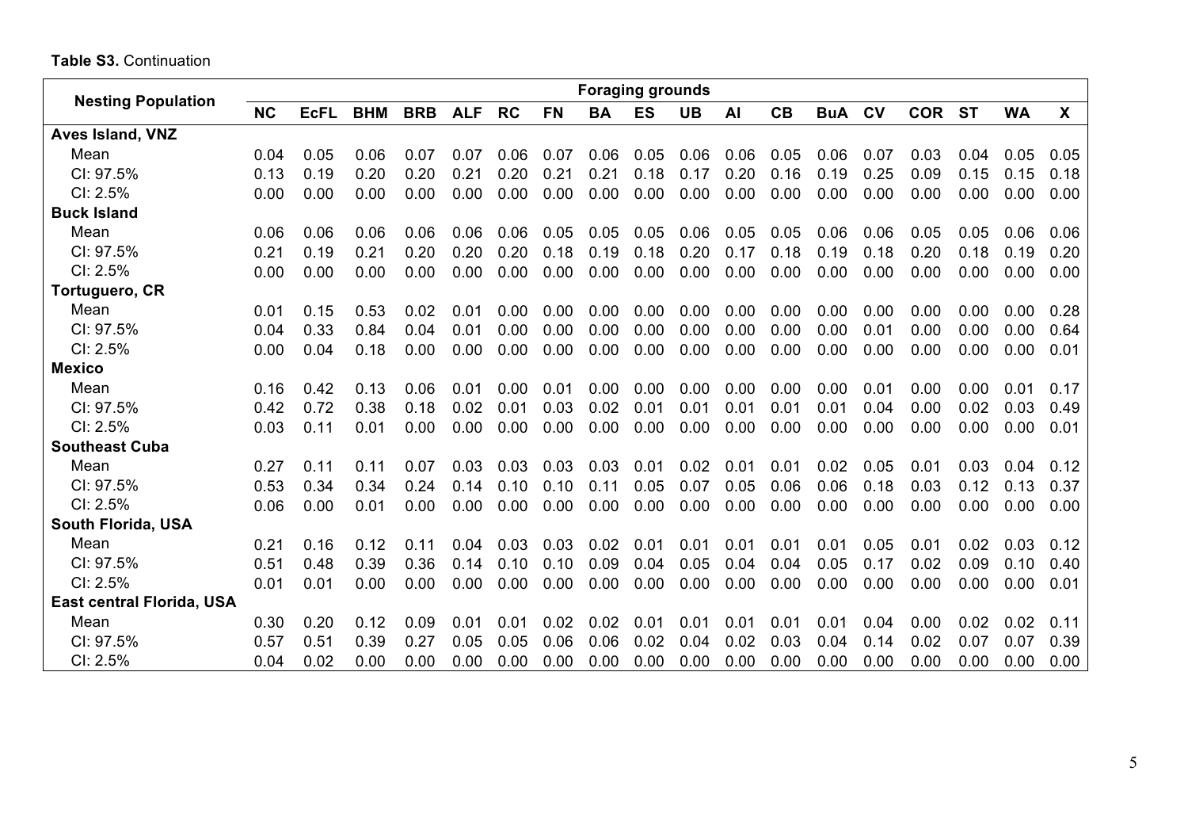**Table S3.** Continuation

| Nesting Population | Foraging grounds | | | | | | | | | | | | | | | | | |
|---|---|---|---|---|---|---|---|---|---|---|---|---|---|---|---|---|---|---|
| | **NC** | **EcFL** | **BHM** | **BRB** | **ALF** | **RC** | **FN** | **BA** | **ES** | **UB** | **AI** | **CB** | **BuA** | **CV** | **COR** | **ST** | **WA** | **X** |
| **Aves Island, VNZ** | | | | | | | | | | | | | | | | | | |
| Mean | 0.04 | 0.05 | 0.06 | 0.07 | 0.07 | 0.06 | 0.07 | 0.06 | 0.05 | 0.06 | 0.06 | 0.05 | 0.06 | 0.07 | 0.03 | 0.04 | 0.05 | 0.05 |
| CI: 97.5% | 0.13 | 0.19 | 0.20 | 0.20 | 0.21 | 0.20 | 0.21 | 0.21 | 0.18 | 0.17 | 0.20 | 0.16 | 0.19 | 0.25 | 0.09 | 0.15 | 0.15 | 0.18 |
| CI: 2.5% | 0.00 | 0.00 | 0.00 | 0.00 | 0.00 | 0.00 | 0.00 | 0.00 | 0.00 | 0.00 | 0.00 | 0.00 | 0.00 | 0.00 | 0.00 | 0.00 | 0.00 | 0.00 |
| **Buck Island** | | | | | | | | | | | | | | | | | | |
| Mean | 0.06 | 0.06 | 0.06 | 0.06 | 0.06 | 0.06 | 0.05 | 0.05 | 0.05 | 0.06 | 0.05 | 0.05 | 0.06 | 0.06 | 0.05 | 0.05 | 0.06 | 0.06 |
| CI: 97.5% | 0.21 | 0.19 | 0.21 | 0.20 | 0.20 | 0.20 | 0.18 | 0.19 | 0.18 | 0.20 | 0.17 | 0.18 | 0.19 | 0.18 | 0.20 | 0.18 | 0.19 | 0.20 |
| CI: 2.5% | 0.00 | 0.00 | 0.00 | 0.00 | 0.00 | 0.00 | 0.00 | 0.00 | 0.00 | 0.00 | 0.00 | 0.00 | 0.00 | 0.00 | 0.00 | 0.00 | 0.00 | 0.00 |
| **Tortuguero, CR** | | | | | | | | | | | | | | | | | | |
| Mean | 0.01 | 0.15 | 0.53 | 0.02 | 0.01 | 0.00 | 0.00 | 0.00 | 0.00 | 0.00 | 0.00 | 0.00 | 0.00 | 0.00 | 0.00 | 0.00 | 0.00 | 0.28 |
| CI: 97.5% | 0.04 | 0.33 | 0.84 | 0.04 | 0.01 | 0.00 | 0.00 | 0.00 | 0.00 | 0.00 | 0.00 | 0.00 | 0.00 | 0.01 | 0.00 | 0.00 | 0.00 | 0.64 |
| CI: 2.5% | 0.00 | 0.04 | 0.18 | 0.00 | 0.00 | 0.00 | 0.00 | 0.00 | 0.00 | 0.00 | 0.00 | 0.00 | 0.00 | 0.00 | 0.00 | 0.00 | 0.00 | 0.01 |
| **Mexico** | | | | | | | | | | | | | | | | | | |
| Mean | 0.16 | 0.42 | 0.13 | 0.06 | 0.01 | 0.00 | 0.01 | 0.00 | 0.00 | 0.00 | 0.00 | 0.00 | 0.00 | 0.01 | 0.00 | 0.00 | 0.01 | 0.17 |
| CI: 97.5% | 0.42 | 0.72 | 0.38 | 0.18 | 0.02 | 0.01 | 0.03 | 0.02 | 0.01 | 0.01 | 0.01 | 0.01 | 0.01 | 0.04 | 0.00 | 0.02 | 0.03 | 0.49 |
| CI: 2.5% | 0.03 | 0.11 | 0.01 | 0.00 | 0.00 | 0.00 | 0.00 | 0.00 | 0.00 | 0.00 | 0.00 | 0.00 | 0.00 | 0.00 | 0.00 | 0.00 | 0.00 | 0.01 |
| **Southeast Cuba** | | | | | | | | | | | | | | | | | | |
| Mean | 0.27 | 0.11 | 0.11 | 0.07 | 0.03 | 0.03 | 0.03 | 0.03 | 0.01 | 0.02 | 0.01 | 0.01 | 0.02 | 0.05 | 0.01 | 0.03 | 0.04 | 0.12 |
| CI: 97.5% | 0.53 | 0.34 | 0.34 | 0.24 | 0.14 | 0.10 | 0.10 | 0.11 | 0.05 | 0.07 | 0.05 | 0.06 | 0.06 | 0.18 | 0.03 | 0.12 | 0.13 | 0.37 |
| CI: 2.5% | 0.06 | 0.00 | 0.01 | 0.00 | 0.00 | 0.00 | 0.00 | 0.00 | 0.00 | 0.00 | 0.00 | 0.00 | 0.00 | 0.00 | 0.00 | 0.00 | 0.00 | 0.00 |
| **South Florida, USA** | | | | | | | | | | | | | | | | | | |
| Mean | 0.21 | 0.16 | 0.12 | 0.11 | 0.04 | 0.03 | 0.03 | 0.02 | 0.01 | 0.01 | 0.01 | 0.01 | 0.01 | 0.05 | 0.01 | 0.02 | 0.03 | 0.12 |
| CI: 97.5% | 0.51 | 0.48 | 0.39 | 0.36 | 0.14 | 0.10 | 0.10 | 0.09 | 0.04 | 0.05 | 0.04 | 0.04 | 0.05 | 0.17 | 0.02 | 0.09 | 0.10 | 0.40 |
| CI: 2.5% | 0.01 | 0.01 | 0.00 | 0.00 | 0.00 | 0.00 | 0.00 | 0.00 | 0.00 | 0.00 | 0.00 | 0.00 | 0.00 | 0.00 | 0.00 | 0.00 | 0.00 | 0.01 |
| **East central Florida, USA** | | | | | | | | | | | | | | | | | | |
| Mean | 0.30 | 0.20 | 0.12 | 0.09 | 0.01 | 0.01 | 0.02 | 0.02 | 0.01 | 0.01 | 0.01 | 0.01 | 0.01 | 0.04 | 0.00 | 0.02 | 0.02 | 0.11 |
| CI: 97.5% | 0.57 | 0.51 | 0.39 | 0.27 | 0.05 | 0.05 | 0.06 | 0.06 | 0.02 | 0.04 | 0.02 | 0.03 | 0.04 | 0.14 | 0.02 | 0.07 | 0.07 | 0.39 |
| CI: 2.5% | 0.04 | 0.02 | 0.00 | 0.00 | 0.00 | 0.00 | 0.00 | 0.00 | 0.00 | 0.00 | 0.00 | 0.00 | 0.00 | 0.00 | 0.00 | 0.00 | 0.00 | 0.00 |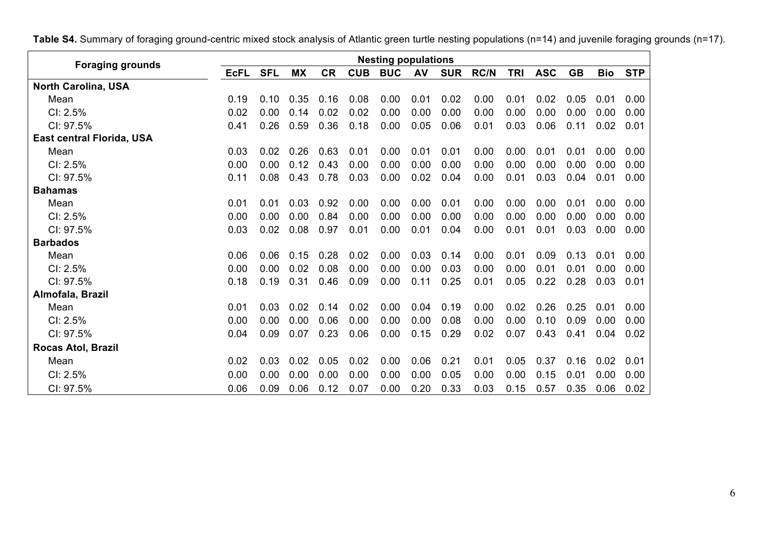**Table S4.** Summary of foraging ground-centric mixed stock analysis of Atlantic green turtle nesting populations (n=14) and juvenile foraging grounds (n=17).

| Foraging grounds | Nesting populations | | | | | | | | | | | | | |
|---|---|---|---|---|---|---|---|---|---|---|---|---|---|---|
| | **EcFL** | **SFL** | **MX** | **CR** | **CUB** | **BUC** | **AV** | **SUR** | **RC/N** | **TRI** | **ASC** | **GB** | **Bio** | **STP** |
| **North Carolina, USA** | | | | | | | | | | | | | | |
| Mean | 0.19 | 0.10 | 0.35 | 0.16 | 0.08 | 0.00 | 0.01 | 0.02 | 0.00 | 0.01 | 0.02 | 0.05 | 0.01 | 0.00 |
| CI: 2.5% | 0.02 | 0.00 | 0.14 | 0.02 | 0.02 | 0.00 | 0.00 | 0.00 | 0.00 | 0.00 | 0.00 | 0.00 | 0.00 | 0.00 |
| CI: 97.5% | 0.41 | 0.26 | 0.59 | 0.36 | 0.18 | 0.00 | 0.05 | 0.06 | 0.01 | 0.03 | 0.06 | 0.11 | 0.02 | 0.01 |
| **East central Florida, USA** | | | | | | | | | | | | | | |
| Mean | 0.03 | 0.02 | 0.26 | 0.63 | 0.01 | 0.00 | 0.01 | 0.01 | 0.00 | 0.00 | 0.01 | 0.01 | 0.00 | 0.00 |
| CI: 2.5% | 0.00 | 0.00 | 0.12 | 0.43 | 0.00 | 0.00 | 0.00 | 0.00 | 0.00 | 0.00 | 0.00 | 0.00 | 0.00 | 0.00 |
| CI: 97.5% | 0.11 | 0.08 | 0.43 | 0.78 | 0.03 | 0.00 | 0.02 | 0.04 | 0.00 | 0.01 | 0.03 | 0.04 | 0.01 | 0.00 |
| **Bahamas** | | | | | | | | | | | | | | |
| Mean | 0.01 | 0.01 | 0.03 | 0.92 | 0.00 | 0.00 | 0.00 | 0.01 | 0.00 | 0.00 | 0.00 | 0.01 | 0.00 | 0.00 |
| CI: 2.5% | 0.00 | 0.00 | 0.00 | 0.84 | 0.00 | 0.00 | 0.00 | 0.00 | 0.00 | 0.00 | 0.00 | 0.00 | 0.00 | 0.00 |
| CI: 97.5% | 0.03 | 0.02 | 0.08 | 0.97 | 0.01 | 0.00 | 0.01 | 0.04 | 0.00 | 0.01 | 0.01 | 0.03 | 0.00 | 0.00 |
| **Barbados** | | | | | | | | | | | | | | |
| Mean | 0.06 | 0.06 | 0.15 | 0.28 | 0.02 | 0.00 | 0.03 | 0.14 | 0.00 | 0.01 | 0.09 | 0.13 | 0.01 | 0.00 |
| CI: 2.5% | 0.00 | 0.00 | 0.02 | 0.08 | 0.00 | 0.00 | 0.00 | 0.03 | 0.00 | 0.00 | 0.01 | 0.01 | 0.00 | 0.00 |
| CI: 97.5% | 0.18 | 0.19 | 0.31 | 0.46 | 0.09 | 0.00 | 0.11 | 0.25 | 0.01 | 0.05 | 0.22 | 0.28 | 0.03 | 0.01 |
| **Almofala, Brazil** | | | | | | | | | | | | | | |
| Mean | 0.01 | 0.03 | 0.02 | 0.14 | 0.02 | 0.00 | 0.04 | 0.19 | 0.00 | 0.02 | 0.26 | 0.25 | 0.01 | 0.00 |
| CI: 2.5% | 0.00 | 0.00 | 0.00 | 0.06 | 0.00 | 0.00 | 0.00 | 0.08 | 0.00 | 0.00 | 0.10 | 0.09 | 0.00 | 0.00 |
| CI: 97.5% | 0.04 | 0.09 | 0.07 | 0.23 | 0.06 | 0.00 | 0.15 | 0.29 | 0.02 | 0.07 | 0.43 | 0.41 | 0.04 | 0.02 |
| **Rocas Atol, Brazil** | | | | | | | | | | | | | | |
| Mean | 0.02 | 0.03 | 0.02 | 0.05 | 0.02 | 0.00 | 0.06 | 0.21 | 0.01 | 0.05 | 0.37 | 0.16 | 0.02 | 0.01 |
| CI: 2.5% | 0.00 | 0.00 | 0.00 | 0.00 | 0.00 | 0.00 | 0.00 | 0.05 | 0.00 | 0.00 | 0.15 | 0.01 | 0.00 | 0.00 |
| CI: 97.5% | 0.06 | 0.09 | 0.06 | 0.12 | 0.07 | 0.00 | 0.20 | 0.33 | 0.03 | 0.15 | 0.57 | 0.35 | 0.06 | 0.02 |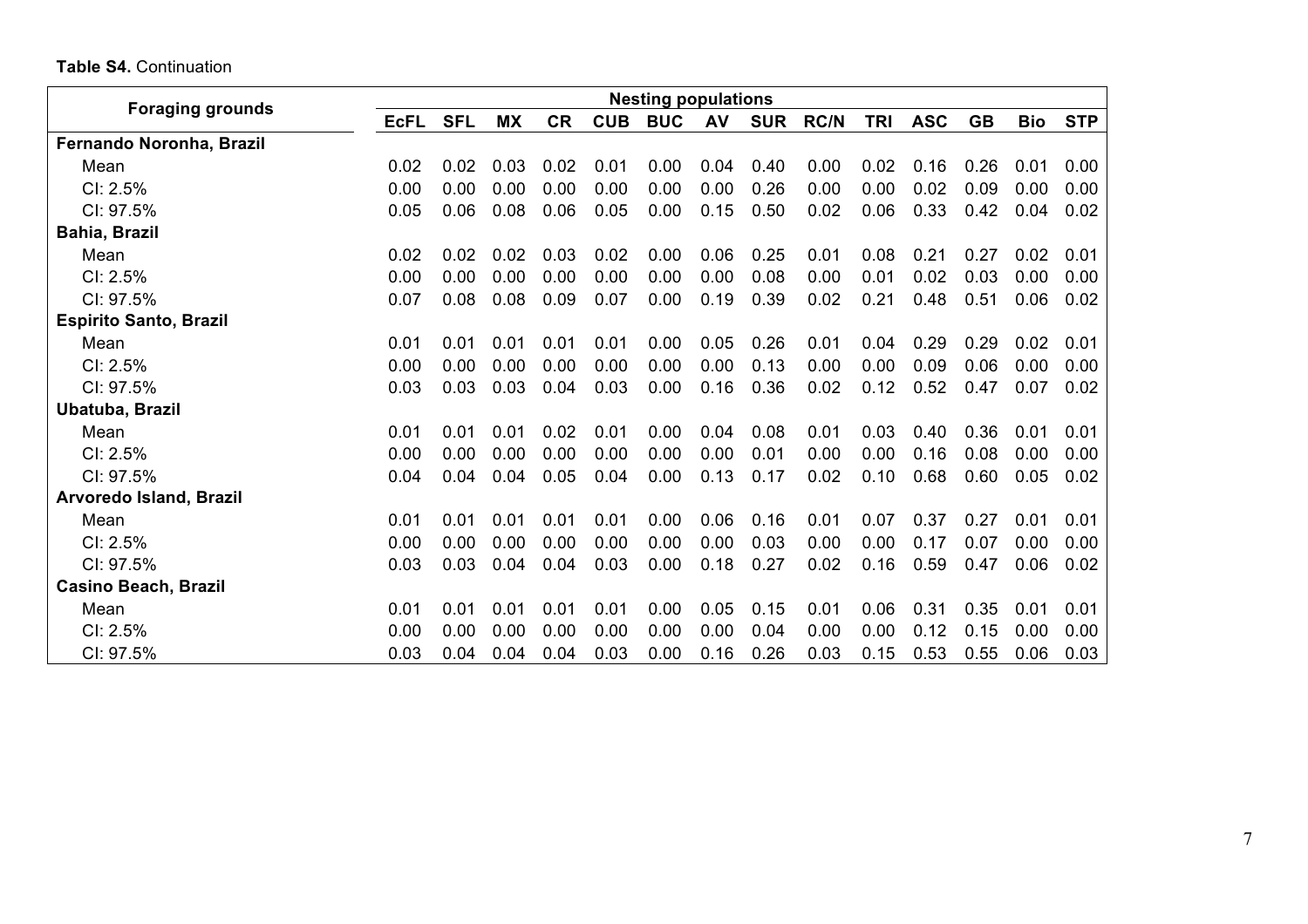**Table S4.** Continuation

| Foraging grounds | Nesting populations | | | | | | | | | | | | | |
|---|---|---|---|---|---|---|---|---|---|---|---|---|---|---|
| | **EcFL** | **SFL** | **MX** | **CR** | **CUB** | **BUC** | **AV** | **SUR** | **RC/N** | **TRI** | **ASC** | **GB** | **Bio** | **STP** |
| **Fernando Noronha, Brazil** | | | | | | | | | | | | | | |
| Mean | 0.02 | 0.02 | 0.03 | 0.02 | 0.01 | 0.00 | 0.04 | 0.40 | 0.00 | 0.02 | 0.16 | 0.26 | 0.01 | 0.00 |
| CI: 2.5% | 0.00 | 0.00 | 0.00 | 0.00 | 0.00 | 0.00 | 0.00 | 0.26 | 0.00 | 0.00 | 0.02 | 0.09 | 0.00 | 0.00 |
| CI: 97.5% | 0.05 | 0.06 | 0.08 | 0.06 | 0.05 | 0.00 | 0.15 | 0.50 | 0.02 | 0.06 | 0.33 | 0.42 | 0.04 | 0.02 |
| **Bahia, Brazil** | | | | | | | | | | | | | | |
| Mean | 0.02 | 0.02 | 0.02 | 0.03 | 0.02 | 0.00 | 0.06 | 0.25 | 0.01 | 0.08 | 0.21 | 0.27 | 0.02 | 0.01 |
| CI: 2.5% | 0.00 | 0.00 | 0.00 | 0.00 | 0.00 | 0.00 | 0.00 | 0.08 | 0.00 | 0.01 | 0.02 | 0.03 | 0.00 | 0.00 |
| CI: 97.5% | 0.07 | 0.08 | 0.08 | 0.09 | 0.07 | 0.00 | 0.19 | 0.39 | 0.02 | 0.21 | 0.48 | 0.51 | 0.06 | 0.02 |
| **Espirito Santo, Brazil** | | | | | | | | | | | | | | |
| Mean | 0.01 | 0.01 | 0.01 | 0.01 | 0.01 | 0.00 | 0.05 | 0.26 | 0.01 | 0.04 | 0.29 | 0.29 | 0.02 | 0.01 |
| CI: 2.5% | 0.00 | 0.00 | 0.00 | 0.00 | 0.00 | 0.00 | 0.00 | 0.13 | 0.00 | 0.00 | 0.09 | 0.06 | 0.00 | 0.00 |
| CI: 97.5% | 0.03 | 0.03 | 0.03 | 0.04 | 0.03 | 0.00 | 0.16 | 0.36 | 0.02 | 0.12 | 0.52 | 0.47 | 0.07 | 0.02 |
| **Ubatuba, Brazil** | | | | | | | | | | | | | | |
| Mean | 0.01 | 0.01 | 0.01 | 0.02 | 0.01 | 0.00 | 0.04 | 0.08 | 0.01 | 0.03 | 0.40 | 0.36 | 0.01 | 0.01 |
| CI: 2.5% | 0.00 | 0.00 | 0.00 | 0.00 | 0.00 | 0.00 | 0.00 | 0.01 | 0.00 | 0.00 | 0.16 | 0.08 | 0.00 | 0.00 |
| CI: 97.5% | 0.04 | 0.04 | 0.04 | 0.05 | 0.04 | 0.00 | 0.13 | 0.17 | 0.02 | 0.10 | 0.68 | 0.60 | 0.05 | 0.02 |
| **Arvoredo Island, Brazil** | | | | | | | | | | | | | | |
| Mean | 0.01 | 0.01 | 0.01 | 0.01 | 0.01 | 0.00 | 0.06 | 0.16 | 0.01 | 0.07 | 0.37 | 0.27 | 0.01 | 0.01 |
| CI: 2.5% | 0.00 | 0.00 | 0.00 | 0.00 | 0.00 | 0.00 | 0.00 | 0.03 | 0.00 | 0.00 | 0.17 | 0.07 | 0.00 | 0.00 |
| CI: 97.5% | 0.03 | 0.03 | 0.04 | 0.04 | 0.03 | 0.00 | 0.18 | 0.27 | 0.02 | 0.16 | 0.59 | 0.47 | 0.06 | 0.02 |
| **Casino Beach, Brazil** | | | | | | | | | | | | | | |
| Mean | 0.01 | 0.01 | 0.01 | 0.01 | 0.01 | 0.00 | 0.05 | 0.15 | 0.01 | 0.06 | 0.31 | 0.35 | 0.01 | 0.01 |
| CI: 2.5% | 0.00 | 0.00 | 0.00 | 0.00 | 0.00 | 0.00 | 0.00 | 0.04 | 0.00 | 0.00 | 0.12 | 0.15 | 0.00 | 0.00 |
| CI: 97.5% | 0.03 | 0.04 | 0.04 | 0.04 | 0.03 | 0.00 | 0.16 | 0.26 | 0.03 | 0.15 | 0.53 | 0.55 | 0.06 | 0.03 |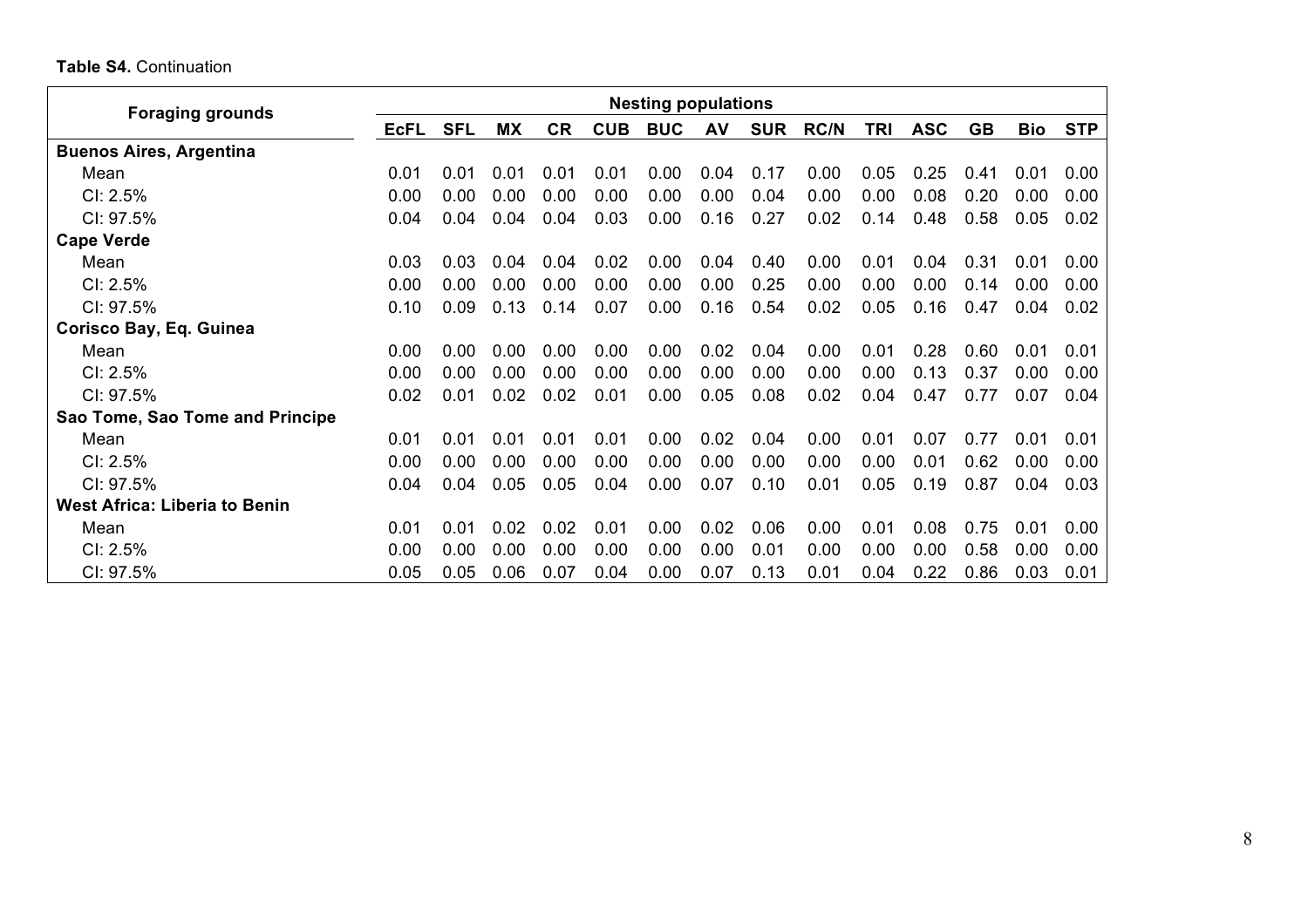**Table S4.** Continuation

| Foraging grounds | Nesting populations | | | | | | | | | | | | | |
|---|---|---|---|---|---|---|---|---|---|---|---|---|---|---|
| | **EcFL** | **SFL** | **MX** | **CR** | **CUB** | **BUC** | **AV** | **SUR** | **RC/N** | **TRI** | **ASC** | **GB** | **Bio** | **STP** |
| **Buenos Aires, Argentina** | | | | | | | | | | | | | | |
| Mean | 0.01 | 0.01 | 0.01 | 0.01 | 0.01 | 0.00 | 0.04 | 0.17 | 0.00 | 0.05 | 0.25 | 0.41 | 0.01 | 0.00 |
| CI: 2.5% | 0.00 | 0.00 | 0.00 | 0.00 | 0.00 | 0.00 | 0.00 | 0.04 | 0.00 | 0.00 | 0.08 | 0.20 | 0.00 | 0.00 |
| CI: 97.5% | 0.04 | 0.04 | 0.04 | 0.04 | 0.03 | 0.00 | 0.16 | 0.27 | 0.02 | 0.14 | 0.48 | 0.58 | 0.05 | 0.02 |
| **Cape Verde** | | | | | | | | | | | | | | |
| Mean | 0.03 | 0.03 | 0.04 | 0.04 | 0.02 | 0.00 | 0.04 | 0.40 | 0.00 | 0.01 | 0.04 | 0.31 | 0.01 | 0.00 |
| CI: 2.5% | 0.00 | 0.00 | 0.00 | 0.00 | 0.00 | 0.00 | 0.00 | 0.25 | 0.00 | 0.00 | 0.00 | 0.14 | 0.00 | 0.00 |
| CI: 97.5% | 0.10 | 0.09 | 0.13 | 0.14 | 0.07 | 0.00 | 0.16 | 0.54 | 0.02 | 0.05 | 0.16 | 0.47 | 0.04 | 0.02 |
| **Corisco Bay, Eq. Guinea** | | | | | | | | | | | | | | |
| Mean | 0.00 | 0.00 | 0.00 | 0.00 | 0.00 | 0.00 | 0.02 | 0.04 | 0.00 | 0.01 | 0.28 | 0.60 | 0.01 | 0.01 |
| CI: 2.5% | 0.00 | 0.00 | 0.00 | 0.00 | 0.00 | 0.00 | 0.00 | 0.00 | 0.00 | 0.00 | 0.13 | 0.37 | 0.00 | 0.00 |
| CI: 97.5% | 0.02 | 0.01 | 0.02 | 0.02 | 0.01 | 0.00 | 0.05 | 0.08 | 0.02 | 0.04 | 0.47 | 0.77 | 0.07 | 0.04 |
| **Sao Tome, Sao Tome and Principe** | | | | | | | | | | | | | | |
| Mean | 0.01 | 0.01 | 0.01 | 0.01 | 0.01 | 0.00 | 0.02 | 0.04 | 0.00 | 0.01 | 0.07 | 0.77 | 0.01 | 0.01 |
| CI: 2.5% | 0.00 | 0.00 | 0.00 | 0.00 | 0.00 | 0.00 | 0.00 | 0.00 | 0.00 | 0.00 | 0.01 | 0.62 | 0.00 | 0.00 |
| CI: 97.5% | 0.04 | 0.04 | 0.05 | 0.05 | 0.04 | 0.00 | 0.07 | 0.10 | 0.01 | 0.05 | 0.19 | 0.87 | 0.04 | 0.03 |
| **West Africa: Liberia to Benin** | | | | | | | | | | | | | | |
| Mean | 0.01 | 0.01 | 0.02 | 0.02 | 0.01 | 0.00 | 0.02 | 0.06 | 0.00 | 0.01 | 0.08 | 0.75 | 0.01 | 0.00 |
| CI: 2.5% | 0.00 | 0.00 | 0.00 | 0.00 | 0.00 | 0.00 | 0.00 | 0.01 | 0.00 | 0.00 | 0.00 | 0.58 | 0.00 | 0.00 |
| CI: 97.5% | 0.05 | 0.05 | 0.06 | 0.07 | 0.04 | 0.00 | 0.07 | 0.13 | 0.01 | 0.04 | 0.22 | 0.86 | 0.03 | 0.01 |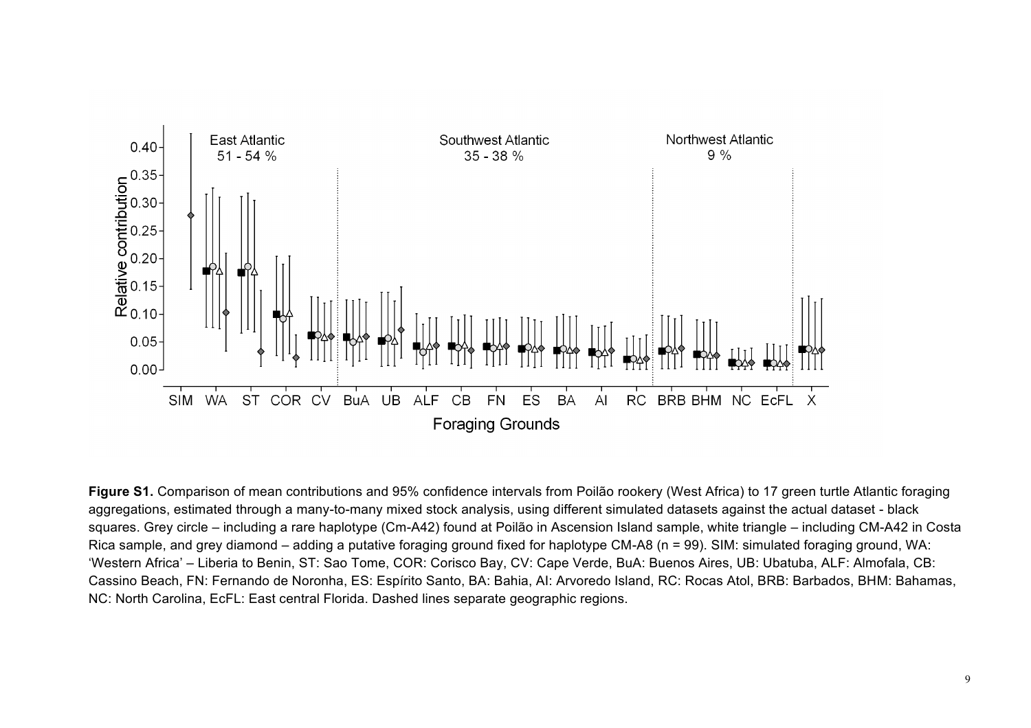**Figure S1.** Comparison of mean contributions and 95% confidence intervals from Poilão rookery (West Africa) to 17 green turtle Atlantic foraging aggregations, estimated through a many-to-many mixed stock analysis, using different simulated datasets against the actual dataset - black squares. Grey circle – including a rare haplotype (Cm-A42) found at Poilão in Ascension Island sample, white triangle – including CM-A42 in Costa Rica sample, and grey diamond – adding a putative foraging ground fixed for haplotype CM-A8 (n = 99). SIM: simulated foraging ground, WA: 'Western Africa' – Liberia to Benin, ST: Sao Tome, COR: Corisco Bay, CV: Cape Verde, BuA: Buenos Aires, UB: Ubatuba, ALF: Almofala, CB: Cassino Beach, FN: Fernando de Noronha, ES: Espírito Santo, BA: Bahia, AI: Arvoredo Island, RC: Rocas Atol, BRB: Barbados, BHM: Bahamas, NC: North Carolina, EcFL: East central Florida. Dashed lines separate geographic regions.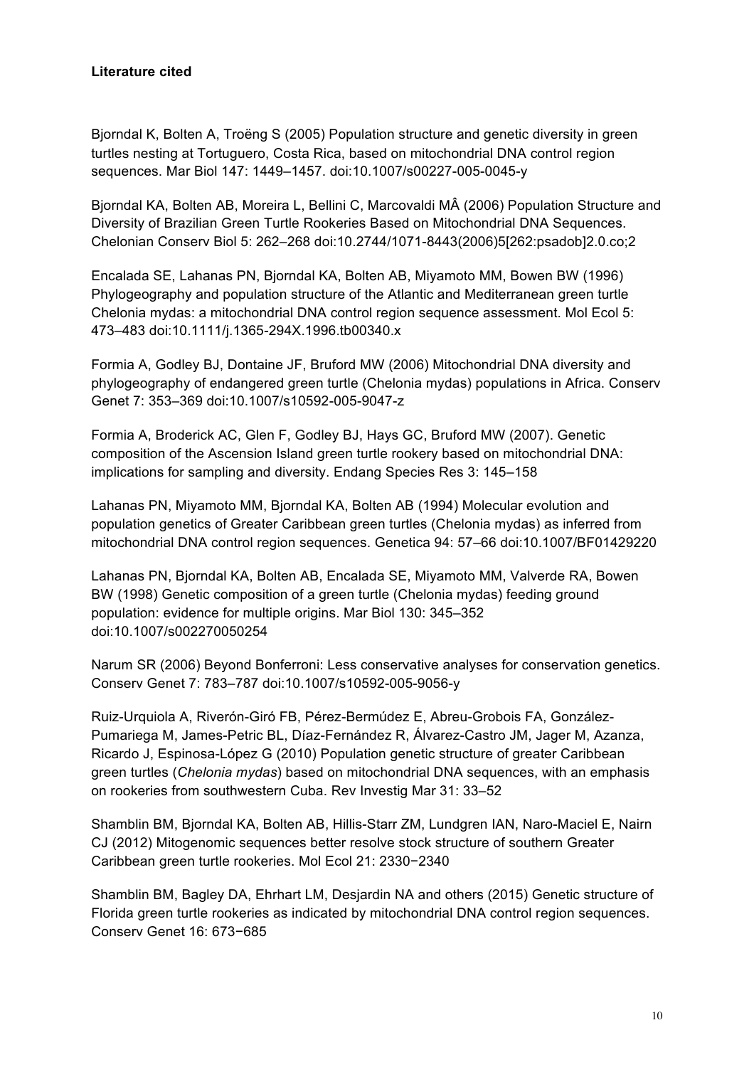**Literature cited**

Bjorndal K, Bolten A, Troëng S (2005) Population structure and genetic diversity in green turtles nesting at Tortuguero, Costa Rica, based on mitochondrial DNA control region sequences. Mar Biol 147: 1449–1457. doi:10.1007/s00227-005-0045-y

Bjorndal KA, Bolten AB, Moreira L, Bellini C, Marcovaldi MÂ (2006) Population Structure and Diversity of Brazilian Green Turtle Rookeries Based on Mitochondrial DNA Sequences. Chelonian Conserv Biol 5: 262–268 doi:10.2744/1071-8443(2006)5[262:psadob]2.0.co;2

Encalada SE, Lahanas PN, Bjorndal KA, Bolten AB, Miyamoto MM, Bowen BW (1996) Phylogeography and population structure of the Atlantic and Mediterranean green turtle Chelonia mydas: a mitochondrial DNA control region sequence assessment. Mol Ecol 5: 473–483 doi:10.1111/j.1365-294X.1996.tb00340.x

Formia A, Godley BJ, Dontaine JF, Bruford MW (2006) Mitochondrial DNA diversity and phylogeography of endangered green turtle (Chelonia mydas) populations in Africa. Conserv Genet 7: 353–369 doi:10.1007/s10592-005-9047-z

Formia A, Broderick AC, Glen F, Godley BJ, Hays GC, Bruford MW (2007). Genetic composition of the Ascension Island green turtle rookery based on mitochondrial DNA: implications for sampling and diversity. Endang Species Res 3: 145–158

Lahanas PN, Miyamoto MM, Bjorndal KA, Bolten AB (1994) Molecular evolution and population genetics of Greater Caribbean green turtles (Chelonia mydas) as inferred from mitochondrial DNA control region sequences. Genetica 94: 57–66 doi:10.1007/BF01429220

Lahanas PN, Bjorndal KA, Bolten AB, Encalada SE, Miyamoto MM, Valverde RA, Bowen BW (1998) Genetic composition of a green turtle (Chelonia mydas) feeding ground population: evidence for multiple origins. Mar Biol 130: 345–352 doi:10.1007/s002270050254

Narum SR (2006) Beyond Bonferroni: Less conservative analyses for conservation genetics. Conserv Genet 7: 783–787 doi:10.1007/s10592-005-9056-y

Ruiz-Urquiola A, Riverón-Giró FB, Pérez-Bermúdez E, Abreu-Grobois FA, González-Pumariega M, James-Petric BL, Díaz-Fernández R, Álvarez-Castro JM, Jager M, Azanza, Ricardo J, Espinosa-López G (2010) Population genetic structure of greater Caribbean green turtles (*Chelonia mydas*) based on mitochondrial DNA sequences, with an emphasis on rookeries from southwestern Cuba. Rev Investig Mar 31: 33–52

Shamblin BM, Bjorndal KA, Bolten AB, Hillis-Starr ZM, Lundgren IAN, Naro-Maciel E, Nairn CJ (2012) Mitogenomic sequences better resolve stock structure of southern Greater Caribbean green turtle rookeries. Mol Ecol 21: 2330−2340

Shamblin BM, Bagley DA, Ehrhart LM, Desjardin NA and others (2015) Genetic structure of Florida green turtle rookeries as indicated by mitochondrial DNA control region sequences. Conserv Genet 16: 673−685